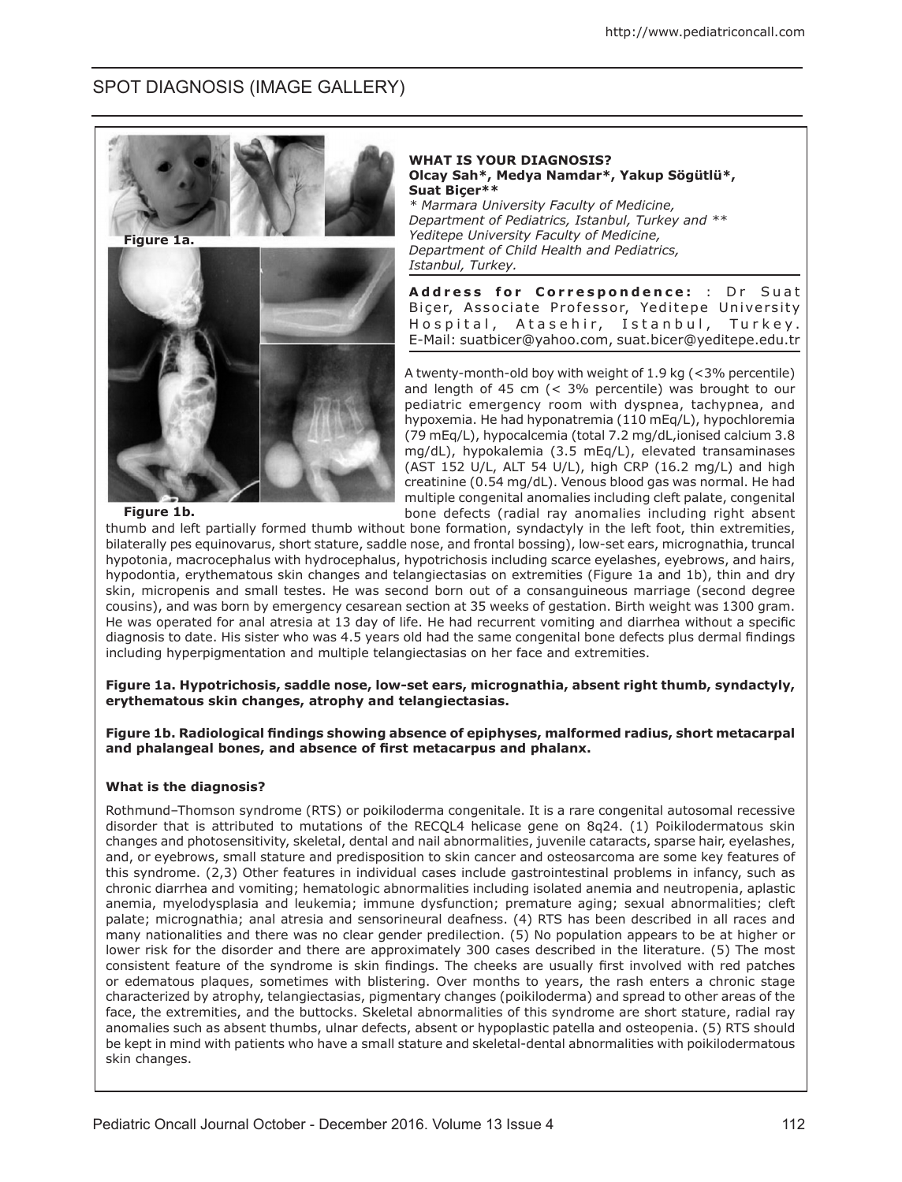# SPOT DIAGNOSIS (IMAGE GALLERY)

Figure 1a.

Figure 1b.

**WHAT IS YOUR DIAGNOSIS?**

**Olcay Sah\*, Medya Namdar\*, Yakup Sögütlü\*, Suat Biçer\*\***

*\* Marmara University Faculty of Medicine, Department of Pediatrics, Istanbul, Turkey and \*\* Yeditepe University Faculty of Medicine, Department of Child Health and Pediatrics, Istanbul, Turkey.*

**Address for Correspondence:** : Dr Suat Biçer, Associate Professor, Yeditepe University Hospital, Atasehir, Istanbul, Turkey. E-Mail: suatbicer@yahoo.com, suat.bicer@yeditepe.edu.tr

A twenty-month-old boy with weight of 1.9 kg (<3% percentile) and length of 45 cm (< 3% percentile) was brought to our pediatric emergency room with dyspnea, tachypnea, and hypoxemia. He had hyponatremia (110 mEq/L), hypochloremia (79 mEq/L), hypocalcemia (total 7.2 mg/dL,ionised calcium 3.8 mg/dL), hypokalemia (3.5 mEq/L), elevated transaminases (AST 152 U/L, ALT 54 U/L), high CRP (16.2 mg/L) and high creatinine (0.54 mg/dL). Venous blood gas was normal. He had multiple congenital anomalies including cleft palate, congenital bone defects (radial ray anomalies including right absent thumb and left partially formed thumb without bone formation, syndactyly in the left foot, thin extremities, bilaterally pes equinovarus, short stature, saddle nose, and frontal bossing), low-set ears, micrognathia, truncal hypotonia, macrocephalus with hydrocephalus, hypotrichosis including scarce eyelashes, eyebrows, and hairs, hypodontia, erythematous skin changes and telangiectasias on extremities (Figure 1a and 1b), thin and dry skin, micropenis and small testes. He was second born out of a consanguineous marriage (second degree cousins), and was born by emergency cesarean section at 35 weeks of gestation. Birth weight was 1300 gram. He was operated for anal atresia at 13 day of life. He had recurrent vomiting and diarrhea without a specific diagnosis to date. His sister who was 4.5 years old had the same congenital bone defects plus dermal findings including hyperpigmentation and multiple telangiectasias on her face and extremities.

**Figure 1a. Hypotrichosis, saddle nose, low-set ears, micrognathia, absent right thumb, syndactyly, erythematous skin changes, atrophy and telangiectasias.**

**Figure 1b. Radiological findings showing absence of epiphyses, malformed radius, short metacarpal and phalangeal bones, and absence of first metacarpus and phalanx.**

### What is the diagnosis?

Rothmund–Thomson syndrome (RTS) or poikiloderma congenitale. It is a rare congenital autosomal recessive disorder that is attributed to mutations of the RECQL4 helicase gene on 8q24. (1) Poikilodermatous skin changes and photosensitivity, skeletal, dental and nail abnormalities, juvenile cataracts, sparse hair, eyelashes, and, or eyebrows, small stature and predisposition to skin cancer and osteosarcoma are some key features of this syndrome. (2,3) Other features in individual cases include gastrointestinal problems in infancy, such as chronic diarrhea and vomiting; hematologic abnormalities including isolated anemia and neutropenia, aplastic anemia, myelodysplasia and leukemia; immune dysfunction; premature aging; sexual abnormalities; cleft palate; micrognathia; anal atresia and sensorineural deafness. (4) RTS has been described in all races and many nationalities and there was no clear gender predilection. (5) No population appears to be at higher or lower risk for the disorder and there are approximately 300 cases described in the literature. (5) The most consistent feature of the syndrome is skin findings. The cheeks are usually first involved with red patches or edematous plaques, sometimes with blistering. Over months to years, the rash enters a chronic stage characterized by atrophy, telangiectasias, pigmentary changes (poikiloderma) and spread to other areas of the face, the extremities, and the buttocks. Skeletal abnormalities of this syndrome are short stature, radial ray anomalies such as absent thumbs, ulnar defects, absent or hypoplastic patella and osteopenia. (5) RTS should be kept in mind with patients who have a small stature and skeletal-dental abnormalities with poikilodermatous skin changes.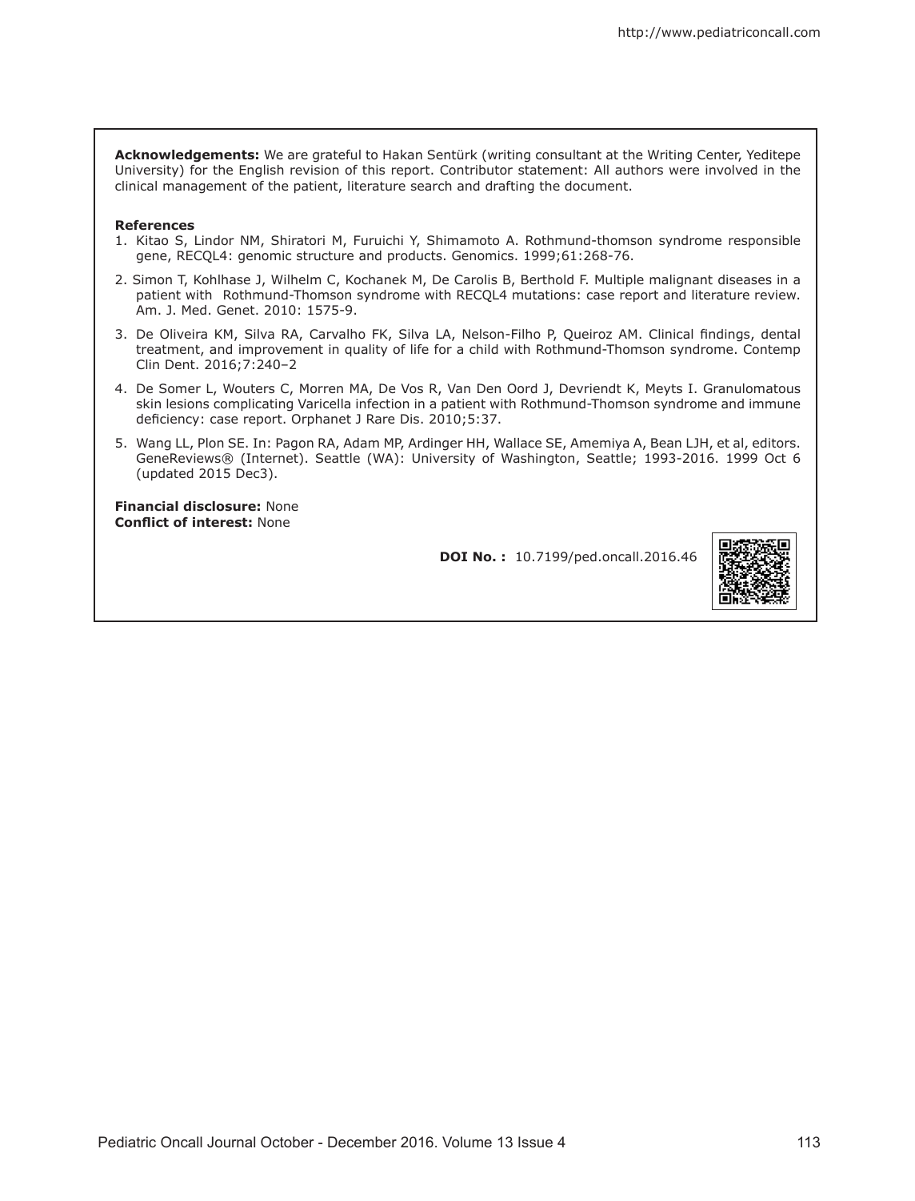**Acknowledgements:** We are grateful to Hakan Sentürk (writing consultant at the Writing Center, Yeditepe University) for the English revision of this report. Contributor statement: All authors were involved in the clinical management of the patient, literature search and drafting the document.

**References**

1. Kitao S, Lindor NM, Shiratori M, Furuichi Y, Shimamoto A. Rothmund-thomson syndrome responsible gene, RECQL4: genomic structure and products. Genomics. 1999;61:268-76.
2. Simon T, Kohlhase J, Wilhelm C, Kochanek M, De Carolis B, Berthold F. Multiple malignant diseases in a patient with Rothmund-Thomson syndrome with RECQL4 mutations: case report and literature review. Am. J. Med. Genet. 2010: 1575-9.
3. De Oliveira KM, Silva RA, Carvalho FK, Silva LA, Nelson-Filho P, Queiroz AM. Clinical findings, dental treatment, and improvement in quality of life for a child with Rothmund-Thomson syndrome. Contemp Clin Dent. 2016;7:240–2
4. De Somer L, Wouters C, Morren MA, De Vos R, Van Den Oord J, Devriendt K, Meyts I. Granulomatous skin lesions complicating Varicella infection in a patient with Rothmund-Thomson syndrome and immune deficiency: case report. Orphanet J Rare Dis. 2010;5:37.
5. Wang LL, Plon SE. In: Pagon RA, Adam MP, Ardinger HH, Wallace SE, Amemiya A, Bean LJH, et al, editors. GeneReviews® (Internet). Seattle (WA): University of Washington, Seattle; 1993-2016. 1999 Oct 6 (updated 2015 Dec3).

**Financial disclosure:** None
**Conflict of interest:** None

**DOI No. :** 10.7199/ped.oncall.2016.46